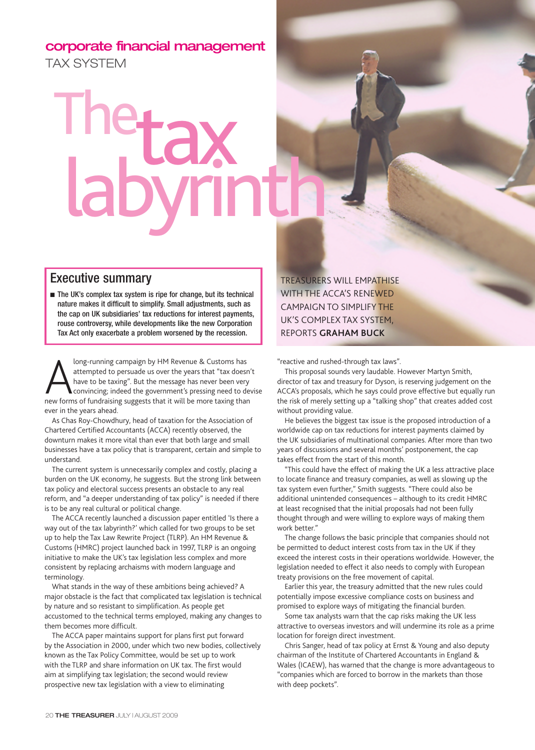corporate financial management

TAX SYSTEM

# The tax labyrinth

## Executive summary

- The UK's complex tax system is ripe for change, but its technical nature makes it difficult to simplify. Small adjustments, such as the cap on UK subsidiaries' tax reductions for interest payments, rouse controversy, while developments like the new Corporation Tax Act only exacerbate a problem worsened by the recession.

TREASURERS WILL EMPATHISE WITH THE ACCA'S RENEWED CAMPAIGN TO SIMPLIFY THE UK'S COMPLEX TAX SYSTEM, REPORTS **GRAHAM BUCK**

A long-running campaign by HM Revenue & Customs has attempted to persuade us over the years that "tax doesn't have to be taxing". But the message has never been very convincing; indeed the government's pressing need to devise new forms of fundraising suggests that it will be more taxing than ever in the years ahead.

As Chas Roy-Chowdhury, head of taxation for the Association of Chartered Certified Accountants (ACCA) recently observed, the downturn makes it more vital than ever that both large and small businesses have a tax policy that is transparent, certain and simple to understand.

The current system is unnecessarily complex and costly, placing a burden on the UK economy, he suggests. But the strong link between tax policy and electoral success presents an obstacle to any real reform, and "a deeper understanding of tax policy" is needed if there is to be any real cultural or political change.

The ACCA recently launched a discussion paper entitled 'Is there a way out of the tax labyrinth?' which called for two groups to be set up to help the Tax Law Rewrite Project (TLRP). An HM Revenue & Customs (HMRC) project launched back in 1997, TLRP is an ongoing initiative to make the UK's tax legislation less complex and more consistent by replacing archaisms with modern language and terminology.

What stands in the way of these ambitions being achieved? A major obstacle is the fact that complicated tax legislation is technical by nature and so resistant to simplification. As people get accustomed to the technical terms employed, making any changes to them becomes more difficult.

The ACCA paper maintains support for plans first put forward by the Association in 2000, under which two new bodies, collectively known as the Tax Policy Committee, would be set up to work with the TLRP and share information on UK tax. The first would aim at simplifying tax legislation; the second would review prospective new tax legislation with a view to eliminating "reactive and rushed-through tax laws".

This proposal sounds very laudable. However Martyn Smith, director of tax and treasury for Dyson, is reserving judgement on the ACCA's proposals, which he says could prove effective but equally run the risk of merely setting up a "talking shop" that creates added cost without providing value.

He believes the biggest tax issue is the proposed introduction of a worldwide cap on tax reductions for interest payments claimed by the UK subsidiaries of multinational companies. After more than two years of discussions and several months' postponement, the cap takes effect from the start of this month.

"This could have the effect of making the UK a less attractive place to locate finance and treasury companies, as well as slowing up the tax system even further," Smith suggests. "There could also be additional unintended consequences – although to its credit HMRC at least recognised that the initial proposals had not been fully thought through and were willing to explore ways of making them work better."

The change follows the basic principle that companies should not be permitted to deduct interest costs from tax in the UK if they exceed the interest costs in their operations worldwide. However, the legislation needed to effect it also needs to comply with European treaty provisions on the free movement of capital.

Earlier this year, the treasury admitted that the new rules could potentially impose excessive compliance costs on business and promised to explore ways of mitigating the financial burden.

Some tax analysts warn that the cap risks making the UK less attractive to overseas investors and will undermine its role as a prime location for foreign direct investment.

Chris Sanger, head of tax policy at Ernst & Young and also deputy chairman of the Institute of Chartered Accountants in England & Wales (ICAEW), has warned that the change is more advantageous to "companies which are forced to borrow in the markets than those with deep pockets".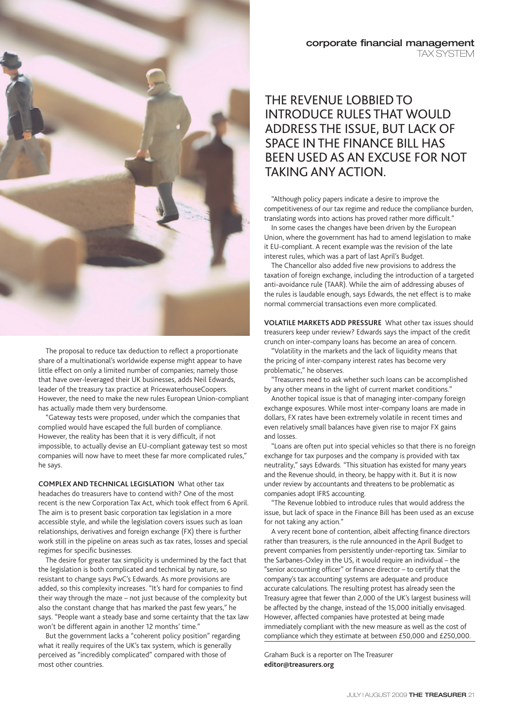The proposal to reduce tax deduction to reflect a proportionate share of a multinational's worldwide expense might appear to have little effect on only a limited number of companies; namely those that have over-leveraged their UK businesses, adds Neil Edwards, leader of the treasury tax practice at PricewaterhouseCoopers. However, the need to make the new rules European Union-compliant has actually made them very burdensome.

"Gateway tests were proposed, under which the companies that complied would have escaped the full burden of compliance. However, the reality has been that it is very difficult, if not impossible, to actually devise an EU-compliant gateway test so most companies will now have to meet these far more complicated rules," he says.

**COMPLEX AND TECHNICAL LEGISLATION** What other tax headaches do treasurers have to contend with? One of the most recent is the new Corporation Tax Act, which took effect from 6 April. The aim is to present basic corporation tax legislation in a more accessible style, and while the legislation covers issues such as loan relationships, derivatives and foreign exchange (FX) there is further work still in the pipeline on areas such as tax rates, losses and special regimes for specific businesses.

The desire for greater tax simplicity is undermined by the fact that the legislation is both complicated and technical by nature, so resistant to change says PwC's Edwards. As more provisions are added, so this complexity increases. "It's hard for companies to find their way through the maze – not just because of the complexity but also the constant change that has marked the past few years," he says. "People want a steady base and some certainty that the tax law won't be different again in another 12 months' time."

But the government lacks a "coherent policy position" regarding what it really requires of the UK's tax system, which is generally perceived as "incredibly complicated" compared with those of most other countries.

## THE REVENUE LOBBIED TO INTRODUCE RULES THAT WOULD ADDRESS THE ISSUE, BUT LACK OF SPACE IN THE FINANCE BILL HAS BEEN USED AS AN EXCUSE FOR NOT TAKING ANY ACTION.

"Although policy papers indicate a desire to improve the competitiveness of our tax regime and reduce the compliance burden, translating words into actions has proved rather more difficult."

In some cases the changes have been driven by the European Union, where the government has had to amend legislation to make it EU-compliant. A recent example was the revision of the late interest rules, which was a part of last April's Budget.

The Chancellor also added five new provisions to address the taxation of foreign exchange, including the introduction of a targeted anti-avoidance rule (TAAR). While the aim of addressing abuses of the rules is laudable enough, says Edwards, the net effect is to make normal commercial transactions even more complicated.

**VOLATILE MARKETS ADD PRESSURE** What other tax issues should treasurers keep under review? Edwards says the impact of the credit crunch on inter-company loans has become an area of concern.

"Volatility in the markets and the lack of liquidity means that the pricing of inter-company interest rates has become very problematic," he observes.

"Treasurers need to ask whether such loans can be accomplished by any other means in the light of current market conditions."

Another topical issue is that of managing inter-company foreign exchange exposures. While most inter-company loans are made in dollars, FX rates have been extremely volatile in recent times and even relatively small balances have given rise to major FX gains and losses.

"Loans are often put into special vehicles so that there is no foreign exchange for tax purposes and the company is provided with tax neutrality," says Edwards. "This situation has existed for many years and the Revenue should, in theory, be happy with it. But it is now under review by accountants and threatens to be problematic as companies adopt IFRS accounting.

"The Revenue lobbied to introduce rules that would address the issue, but lack of space in the Finance Bill has been used as an excuse for not taking any action."

A very recent bone of contention, albeit affecting finance directors rather than treasurers, is the rule announced in the April Budget to prevent companies from persistently under-reporting tax. Similar to the Sarbanes-Oxley in the US, it would require an individual – the "senior accounting officer" or finance director – to certify that the company's tax accounting systems are adequate and produce accurate calculations. The resulting protest has already seen the Treasury agree that fewer than 2,000 of the UK's largest business will be affected by the change, instead of the 15,000 initially envisaged. However, affected companies have protested at being made immediately compliant with the new measure as well as the cost of compliance which they estimate at between £50,000 and £250,000.

Graham Buck is a reporter on The Treasurer
**editor@treasurers.org**